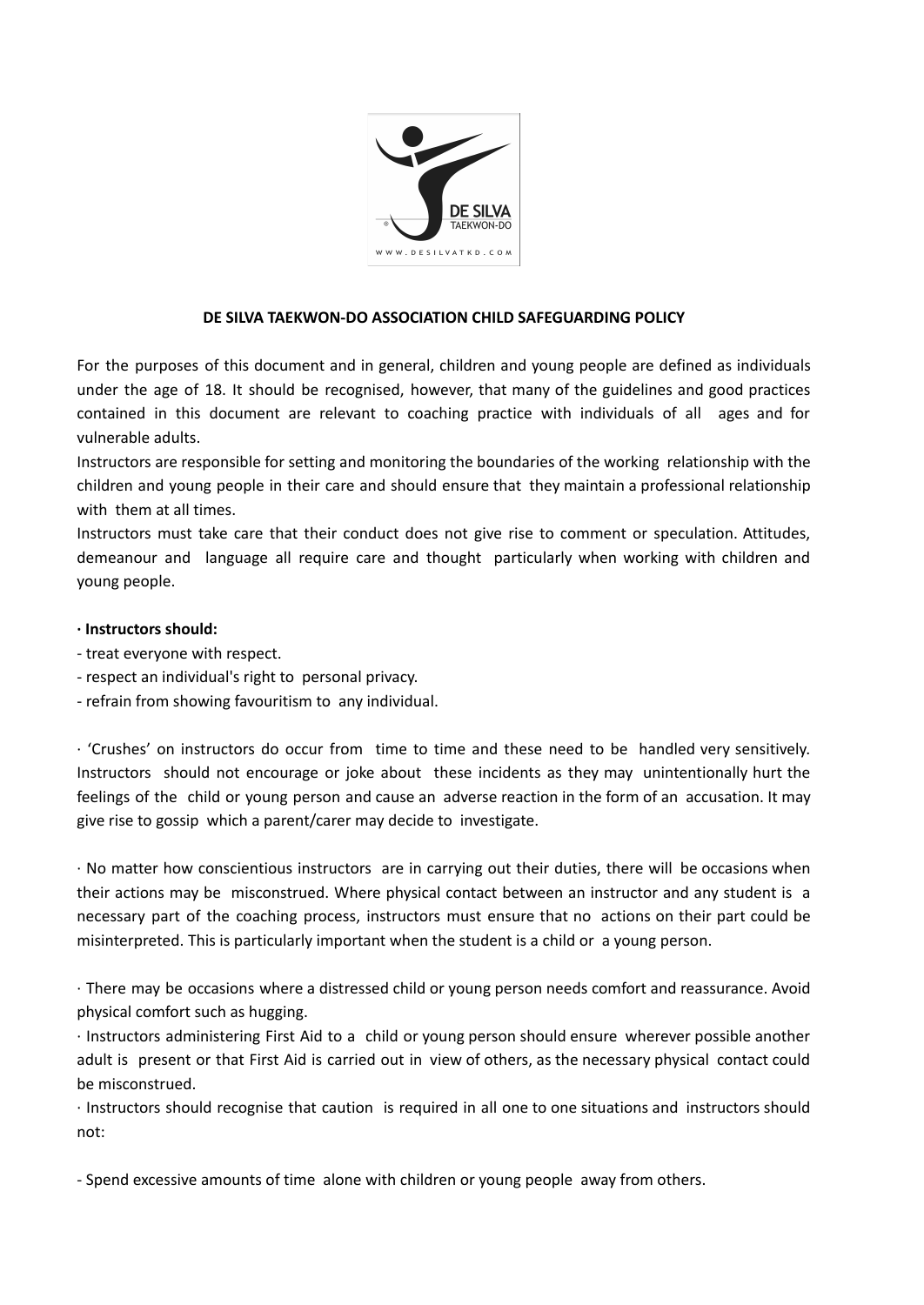# DE SILVA TAEKWON-DO ASSOCIATION CHILD SAFEGUARDING POLICY

For the purposes of this document and in general, children and young people are defined as individuals under the age of 18. It should be recognised, however, that many of the guidelines and good practices contained in this document are relevant to coaching practice with individuals of all ages and for vulnerable adults.

Instructors are responsible for setting and monitoring the boundaries of the working relationship with the children and young people in their care and should ensure that they maintain a professional relationship with them at all times.

Instructors must take care that their conduct does not give rise to comment or speculation. Attitudes, demeanour and language all require care and thought particularly when working with children and young people.

**· Instructors should:**

- treat everyone with respect.
- respect an individual's right to personal privacy.
- refrain from showing favouritism to any individual.

· 'Crushes' on instructors do occur from time to time and these need to be handled very sensitively. Instructors should not encourage or joke about these incidents as they may unintentionally hurt the feelings of the child or young person and cause an adverse reaction in the form of an accusation. It may give rise to gossip which a parent/carer may decide to investigate.

· No matter how conscientious instructors are in carrying out their duties, there will be occasions when their actions may be misconstrued. Where physical contact between an instructor and any student is a necessary part of the coaching process, instructors must ensure that no actions on their part could be misinterpreted. This is particularly important when the student is a child or a young person.

· There may be occasions where a distressed child or young person needs comfort and reassurance. Avoid physical comfort such as hugging.

· Instructors administering First Aid to a child or young person should ensure wherever possible another adult is present or that First Aid is carried out in view of others, as the necessary physical contact could be misconstrued.

· Instructors should recognise that caution is required in all one to one situations and instructors should not:

- Spend excessive amounts of time alone with children or young people away from others.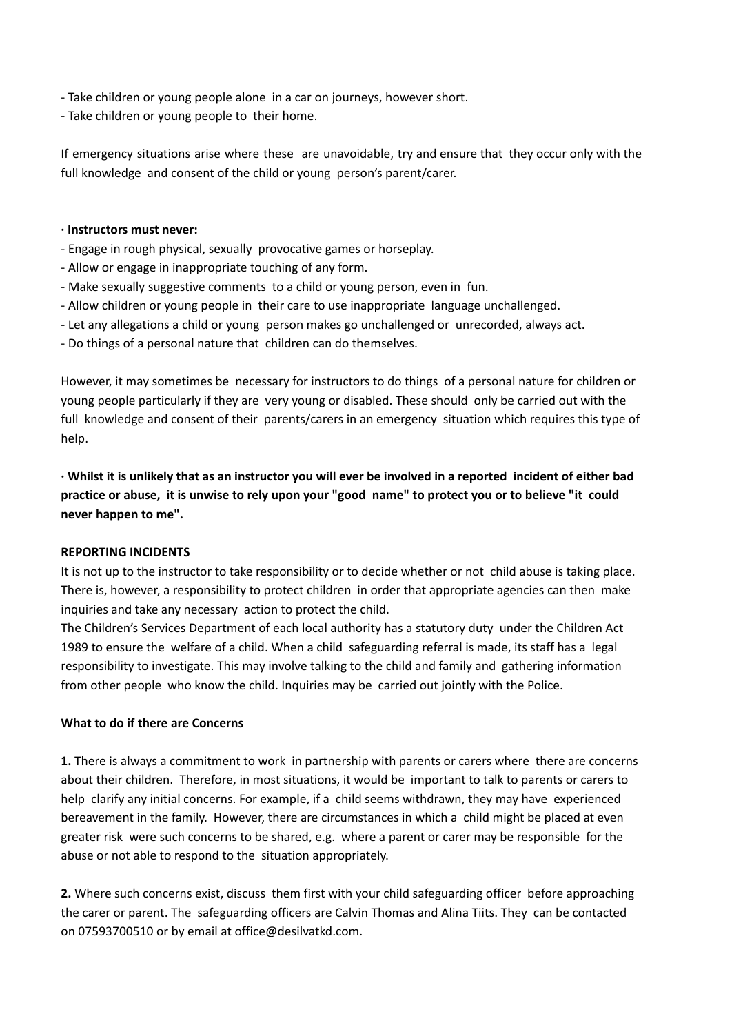- Take children or young people alone in a car on journeys, however short.
- Take children or young people to their home.

If emergency situations arise where these are unavoidable, try and ensure that they occur only with the full knowledge and consent of the child or young person's parent/carer.

· **Instructors must never:**

- Engage in rough physical, sexually provocative games or horseplay.
- Allow or engage in inappropriate touching of any form.
- Make sexually suggestive comments to a child or young person, even in fun.
- Allow children or young people in their care to use inappropriate language unchallenged.
- Let any allegations a child or young person makes go unchallenged or unrecorded, always act.
- Do things of a personal nature that children can do themselves.

However, it may sometimes be necessary for instructors to do things of a personal nature for children or young people particularly if they are very young or disabled. These should only be carried out with the full knowledge and consent of their parents/carers in an emergency situation which requires this type of help.

**· Whilst it is unlikely that as an instructor you will ever be involved in a reported incident of either bad practice or abuse, it is unwise to rely upon your "good name" to protect you or to believe "it could never happen to me".**

**REPORTING INCIDENTS**

It is not up to the instructor to take responsibility or to decide whether or not child abuse is taking place. There is, however, a responsibility to protect children in order that appropriate agencies can then make inquiries and take any necessary action to protect the child.

The Children's Services Department of each local authority has a statutory duty under the Children Act 1989 to ensure the welfare of a child. When a child safeguarding referral is made, its staff has a legal responsibility to investigate. This may involve talking to the child and family and gathering information from other people who know the child. Inquiries may be carried out jointly with the Police.

**What to do if there are Concerns**

**1.** There is always a commitment to work in partnership with parents or carers where there are concerns about their children. Therefore, in most situations, it would be important to talk to parents or carers to help clarify any initial concerns. For example, if a child seems withdrawn, they may have experienced bereavement in the family. However, there are circumstances in which a child might be placed at even greater risk were such concerns to be shared, e.g. where a parent or carer may be responsible for the abuse or not able to respond to the situation appropriately.

**2.** Where such concerns exist, discuss them first with your child safeguarding officer before approaching the carer or parent. The safeguarding officers are Calvin Thomas and Alina Tiits. They can be contacted on 07593700510 or by email at office@desilvatkd.com.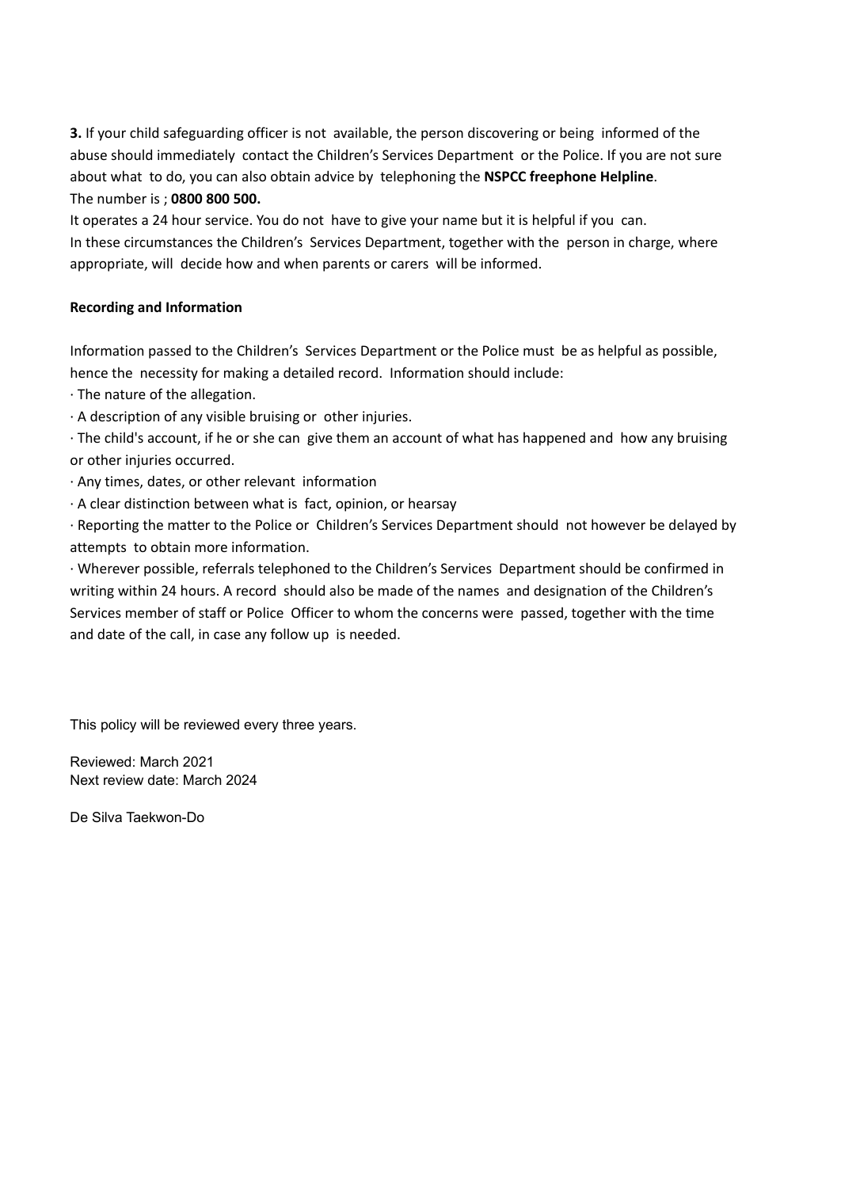**3.** If your child safeguarding officer is not available, the person discovering or being informed of the abuse should immediately contact the Children's Services Department or the Police. If you are not sure about what to do, you can also obtain advice by telephoning the **NSPCC freephone Helpline**.
The number is ; **0800 800 500.**

It operates a 24 hour service. You do not have to give your name but it is helpful if you can.
In these circumstances the Children's Services Department, together with the person in charge, where appropriate, will decide how and when parents or carers will be informed.

**Recording and Information**

Information passed to the Children's Services Department or the Police must be as helpful as possible, hence the necessity for making a detailed record. Information should include:

· The nature of the allegation.

· A description of any visible bruising or other injuries.

· The child's account, if he or she can give them an account of what has happened and how any bruising or other injuries occurred.

· Any times, dates, or other relevant information

· A clear distinction between what is fact, opinion, or hearsay

· Reporting the matter to the Police or Children's Services Department should not however be delayed by attempts to obtain more information.

· Wherever possible, referrals telephoned to the Children's Services Department should be confirmed in writing within 24 hours. A record should also be made of the names and designation of the Children's Services member of staff or Police Officer to whom the concerns were passed, together with the time and date of the call, in case any follow up is needed.

This policy will be reviewed every three years.

Reviewed: March 2021
Next review date: March 2024

De Silva Taekwon-Do